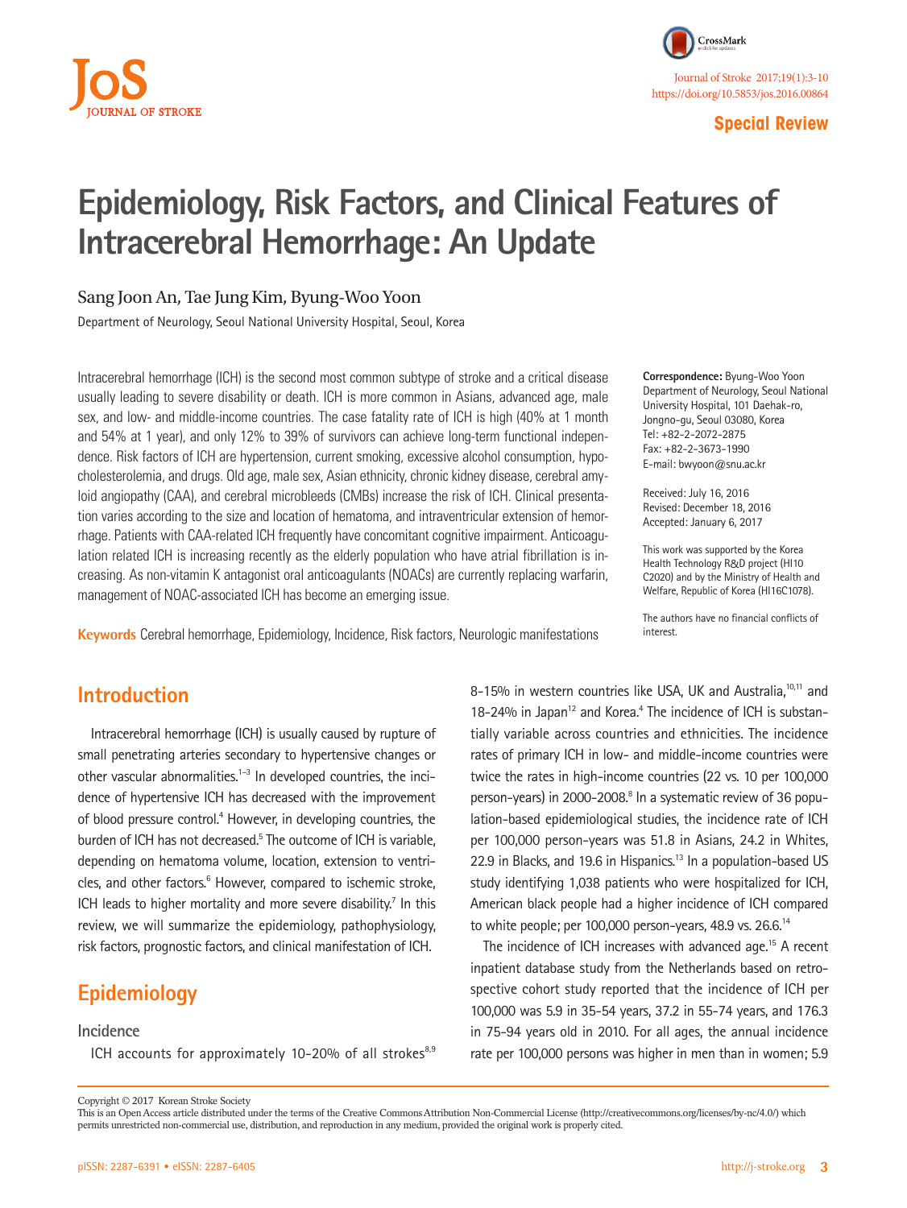Special Review

# Epidemiology, Risk Factors, and Clinical Features of Intracerebral Hemorrhage: An Update

Sang Joon An, Tae Jung Kim, Byung-Woo Yoon

Department of Neurology, Seoul National University Hospital, Seoul, Korea

Intracerebral hemorrhage (ICH) is the second most common subtype of stroke and a critical disease usually leading to severe disability or death. ICH is more common in Asians, advanced age, male sex, and low- and middle-income countries. The case fatality rate of ICH is high (40% at 1 month and 54% at 1 year), and only 12% to 39% of survivors can achieve long-term functional independence. Risk factors of ICH are hypertension, current smoking, excessive alcohol consumption, hypocholesterolemia, and drugs. Old age, male sex, Asian ethnicity, chronic kidney disease, cerebral amyloid angiopathy (CAA), and cerebral microbleeds (CMBs) increase the risk of ICH. Clinical presentation varies according to the size and location of hematoma, and intraventricular extension of hemorrhage. Patients with CAA-related ICH frequently have concomitant cognitive impairment. Anticoagulation related ICH is increasing recently as the elderly population who have atrial fibrillation is increasing. As non-vitamin K antagonist oral anticoagulants (NOACs) are currently replacing warfarin, management of NOAC-associated ICH has become an emerging issue.

**Keywords** Cerebral hemorrhage, Epidemiology, Incidence, Risk factors, Neurologic manifestations

**Correspondence:** Byung-Woo Yoon
Department of Neurology, Seoul National University Hospital, 101 Daehak-ro, Jongno-gu, Seoul 03080, Korea
Tel: +82-2-2072-2875
Fax: +82-2-3673-1990
E-mail: bwyoon@snu.ac.kr

Received: July 16, 2016
Revised: December 18, 2016
Accepted: January 6, 2017

This work was supported by the Korea Health Technology R&D project (HI10C2020) and by the Ministry of Health and Welfare, Republic of Korea (HI16C1078).

The authors have no financial conflicts of interest.

## Introduction

Intracerebral hemorrhage (ICH) is usually caused by rupture of small penetrating arteries secondary to hypertensive changes or other vascular abnormalities.[1-3] In developed countries, the incidence of hypertensive ICH has decreased with the improvement of blood pressure control.[4] However, in developing countries, the burden of ICH has not decreased.[5] The outcome of ICH is variable, depending on hematoma volume, location, extension to ventricles, and other factors.[6] However, compared to ischemic stroke, ICH leads to higher mortality and more severe disability.[7] In this review, we will summarize the epidemiology, pathophysiology, risk factors, prognostic factors, and clinical manifestation of ICH.

## Epidemiology

### Incidence

ICH accounts for approximately 10-20% of all strokes[8,9] 8-15% in western countries like USA, UK and Australia,[10,11] and 18-24% in Japan[12] and Korea.[4] The incidence of ICH is substantially variable across countries and ethnicities. The incidence rates of primary ICH in low- and middle-income countries were twice the rates in high-income countries (22 vs. 10 per 100,000 person-years) in 2000-2008.[8] In a systematic review of 36 population-based epidemiological studies, the incidence rate of ICH per 100,000 person-years was 51.8 in Asians, 24.2 in Whites, 22.9 in Blacks, and 19.6 in Hispanics.[13] In a population-based US study identifying 1,038 patients who were hospitalized for ICH, American black people had a higher incidence of ICH compared to white people; per 100,000 person-years, 48.9 vs. 26.6.[14]

The incidence of ICH increases with advanced age.[15] A recent inpatient database study from the Netherlands based on retrospective cohort study reported that the incidence of ICH per 100,000 was 5.9 in 35-54 years, 37.2 in 55-74 years, and 176.3 in 75-94 years old in 2010. For all ages, the annual incidence rate per 100,000 persons was higher in men than in women; 5.9

Copyright © 2017 Korean Stroke Society
This is an Open Access article distributed under the terms of the Creative Commons Attribution Non-Commercial License (http://creativecommons.org/licenses/by-nc/4.0/) which permits unrestricted non-commercial use, distribution, and reproduction in any medium, provided the original work is properly cited.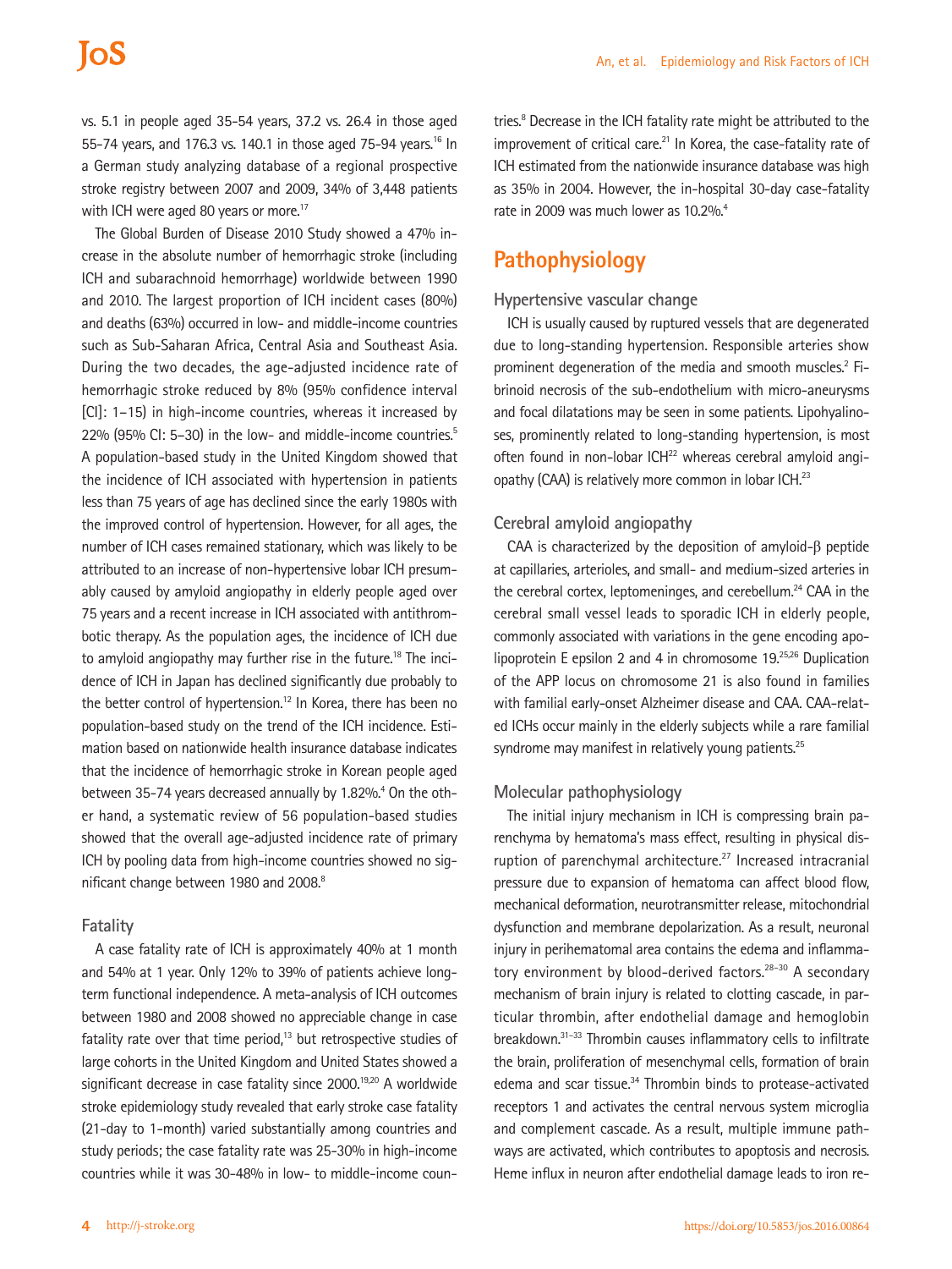vs. 5.1 in people aged 35-54 years, 37.2 vs. 26.4 in those aged 55-74 years, and 176.3 vs. 140.1 in those aged 75-94 years.[16] In a German study analyzing database of a regional prospective stroke registry between 2007 and 2009, 34% of 3,448 patients with ICH were aged 80 years or more.[17]

The Global Burden of Disease 2010 Study showed a 47% increase in the absolute number of hemorrhagic stroke (including ICH and subarachnoid hemorrhage) worldwide between 1990 and 2010. The largest proportion of ICH incident cases (80%) and deaths (63%) occurred in low- and middle-income countries such as Sub-Saharan Africa, Central Asia and Southeast Asia. During the two decades, the age-adjusted incidence rate of hemorrhagic stroke reduced by 8% (95% confidence interval [CI]: 1–15) in high-income countries, whereas it increased by 22% (95% CI: 5–30) in the low- and middle-income countries.[5] A population-based study in the United Kingdom showed that the incidence of ICH associated with hypertension in patients less than 75 years of age has declined since the early 1980s with the improved control of hypertension. However, for all ages, the number of ICH cases remained stationary, which was likely to be attributed to an increase of non-hypertensive lobar ICH presumably caused by amyloid angiopathy in elderly people aged over 75 years and a recent increase in ICH associated with antithrombotic therapy. As the population ages, the incidence of ICH due to amyloid angiopathy may further rise in the future.[18] The incidence of ICH in Japan has declined significantly due probably to the better control of hypertension.[12] In Korea, there has been no population-based study on the trend of the ICH incidence. Estimation based on nationwide health insurance database indicates that the incidence of hemorrhagic stroke in Korean people aged between 35-74 years decreased annually by 1.82%.[4] On the other hand, a systematic review of 56 population-based studies showed that the overall age-adjusted incidence rate of primary ICH by pooling data from high-income countries showed no significant change between 1980 and 2008.[8]

### Fatality

A case fatality rate of ICH is approximately 40% at 1 month and 54% at 1 year. Only 12% to 39% of patients achieve long-term functional independence. A meta-analysis of ICH outcomes between 1980 and 2008 showed no appreciable change in case fatality rate over that time period,[13] but retrospective studies of large cohorts in the United Kingdom and United States showed a significant decrease in case fatality since 2000.[19,20] A worldwide stroke epidemiology study revealed that early stroke case fatality (21-day to 1-month) varied substantially among countries and study periods; the case fatality rate was 25-30% in high-income countries while it was 30-48% in low- to middle-income countries.[8] Decrease in the ICH fatality rate might be attributed to the improvement of critical care.[21] In Korea, the case-fatality rate of ICH estimated from the nationwide insurance database was high as 35% in 2004. However, the in-hospital 30-day case-fatality rate in 2009 was much lower as 10.2%.[4]

## Pathophysiology

### Hypertensive vascular change

ICH is usually caused by ruptured vessels that are degenerated due to long-standing hypertension. Responsible arteries show prominent degeneration of the media and smooth muscles.[2] Fibrinoid necrosis of the sub-endothelium with micro-aneurysms and focal dilatations may be seen in some patients. Lipohyalinoses, prominently related to long-standing hypertension, is most often found in non-lobar ICH[22] whereas cerebral amyloid angiopathy (CAA) is relatively more common in lobar ICH.[23]

### Cerebral amyloid angiopathy

CAA is characterized by the deposition of amyloid-β peptide at capillaries, arterioles, and small- and medium-sized arteries in the cerebral cortex, leptomeninges, and cerebellum.[24] CAA in the cerebral small vessel leads to sporadic ICH in elderly people, commonly associated with variations in the gene encoding apolipoprotein E epsilon 2 and 4 in chromosome 19.[25,26] Duplication of the APP locus on chromosome 21 is also found in families with familial early-onset Alzheimer disease and CAA. CAA-related ICHs occur mainly in the elderly subjects while a rare familial syndrome may manifest in relatively young patients.[25]

### Molecular pathophysiology

The initial injury mechanism in ICH is compressing brain parenchyma by hematoma's mass effect, resulting in physical disruption of parenchymal architecture.[27] Increased intracranial pressure due to expansion of hematoma can affect blood flow, mechanical deformation, neurotransmitter release, mitochondrial dysfunction and membrane depolarization. As a result, neuronal injury in perihematomal area contains the edema and inflammatory environment by blood-derived factors.[28-30] A secondary mechanism of brain injury is related to clotting cascade, in particular thrombin, after endothelial damage and hemoglobin breakdown.[31-33] Thrombin causes inflammatory cells to infiltrate the brain, proliferation of mesenchymal cells, formation of brain edema and scar tissue.[34] Thrombin binds to protease-activated receptors 1 and activates the central nervous system microglia and complement cascade. As a result, multiple immune pathways are activated, which contributes to apoptosis and necrosis. Heme influx in neuron after endothelial damage leads to iron re-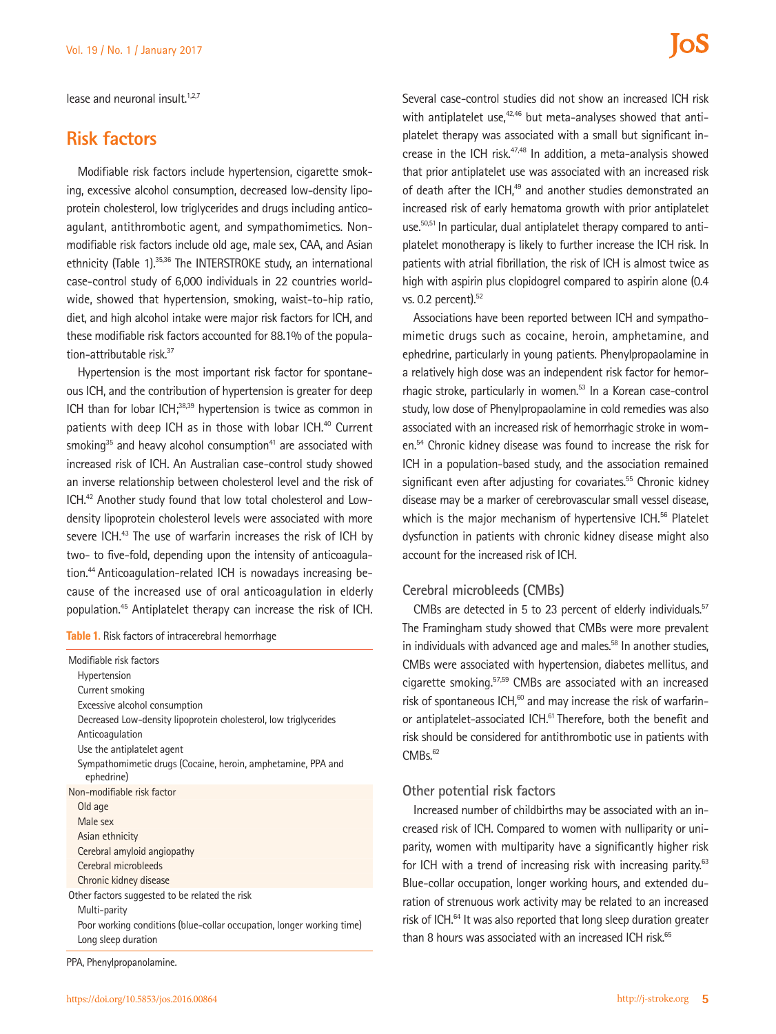lease and neuronal insult.[1,2,7]

## Risk factors

Modifiable risk factors include hypertension, cigarette smoking, excessive alcohol consumption, decreased low-density lipoprotein cholesterol, low triglycerides and drugs including anticoagulant, antithrombotic agent, and sympathomimetics. Non-modifiable risk factors include old age, male sex, CAA, and Asian ethnicity (Table 1).[35,36] The INTERSTROKE study, an international case-control study of 6,000 individuals in 22 countries worldwide, showed that hypertension, smoking, waist-to-hip ratio, diet, and high alcohol intake were major risk factors for ICH, and these modifiable risk factors accounted for 88.1% of the population-attributable risk.[37]

Hypertension is the most important risk factor for spontaneous ICH, and the contribution of hypertension is greater for deep ICH than for lobar ICH;[38,39] hypertension is twice as common in patients with deep ICH as in those with lobar ICH.[40] Current smoking[35] and heavy alcohol consumption[41] are associated with increased risk of ICH. An Australian case-control study showed an inverse relationship between cholesterol level and the risk of ICH.[42] Another study found that low total cholesterol and Low-density lipoprotein cholesterol levels were associated with more severe ICH.[43] The use of warfarin increases the risk of ICH by two- to five-fold, depending upon the intensity of anticoagulation.[44] Anticoagulation-related ICH is nowadays increasing because of the increased use of oral anticoagulation in elderly population.[45] Antiplatelet therapy can increase the risk of ICH.

**Table 1.** Risk factors of intracerebral hemorrhage

| Risk factors |
|---|
| Modifiable risk factors |
| Hypertension |
| Current smoking |
| Excessive alcohol consumption |
| Decreased Low-density lipoprotein cholesterol, low triglycerides |
| Anticoagulation |
| Use the antiplatelet agent |
| Sympathomimetic drugs (Cocaine, heroin, amphetamine, PPA and ephedrine) |
| Non-modifiable risk factor |
| Old age |
| Male sex |
| Asian ethnicity |
| Cerebral amyloid angiopathy |
| Cerebral microbleeds |
| Chronic kidney disease |
| Other factors suggested to be related the risk |
| Multi-parity |
| Poor working conditions (blue-collar occupation, longer working time) |
| Long sleep duration |

PPA, Phenylpropanolamine.

Several case-control studies did not show an increased ICH risk with antiplatelet use,[42,46] but meta-analyses showed that antiplatelet therapy was associated with a small but significant increase in the ICH risk.[47,48] In addition, a meta-analysis showed that prior antiplatelet use was associated with an increased risk of death after the ICH,[49] and another studies demonstrated an increased risk of early hematoma growth with prior antiplatelet use.[50,51] In particular, dual antiplatelet therapy compared to antiplatelet monotherapy is likely to further increase the ICH risk. In patients with atrial fibrillation, the risk of ICH is almost twice as high with aspirin plus clopidogrel compared to aspirin alone (0.4 vs. 0.2 percent).[52]

Associations have been reported between ICH and sympathomimetic drugs such as cocaine, heroin, amphetamine, and ephedrine, particularly in young patients. Phenylpropaolamine in a relatively high dose was an independent risk factor for hemorrhagic stroke, particularly in women.[53] In a Korean case-control study, low dose of Phenylpropaolamine in cold remedies was also associated with an increased risk of hemorrhagic stroke in women.[54] Chronic kidney disease was found to increase the risk for ICH in a population-based study, and the association remained significant even after adjusting for covariates.[55] Chronic kidney disease may be a marker of cerebrovascular small vessel disease, which is the major mechanism of hypertensive ICH.[56] Platelet dysfunction in patients with chronic kidney disease might also account for the increased risk of ICH.

### Cerebral microbleeds (CMBs)

CMBs are detected in 5 to 23 percent of elderly individuals.[57] The Framingham study showed that CMBs were more prevalent in individuals with advanced age and males.[58] In another studies, CMBs were associated with hypertension, diabetes mellitus, and cigarette smoking.[57,59] CMBs are associated with an increased risk of spontaneous ICH,[60] and may increase the risk of warfarin- or antiplatelet-associated ICH.[61] Therefore, both the benefit and risk should be considered for antithrombotic use in patients with CMBs.[62]

### Other potential risk factors

Increased number of childbirths may be associated with an increased risk of ICH. Compared to women with nulliparity or uniparity, women with multiparity have a significantly higher risk for ICH with a trend of increasing risk with increasing parity.[63] Blue-collar occupation, longer working hours, and extended duration of strenuous work activity may be related to an increased risk of ICH.[64] It was also reported that long sleep duration greater than 8 hours was associated with an increased ICH risk.[65]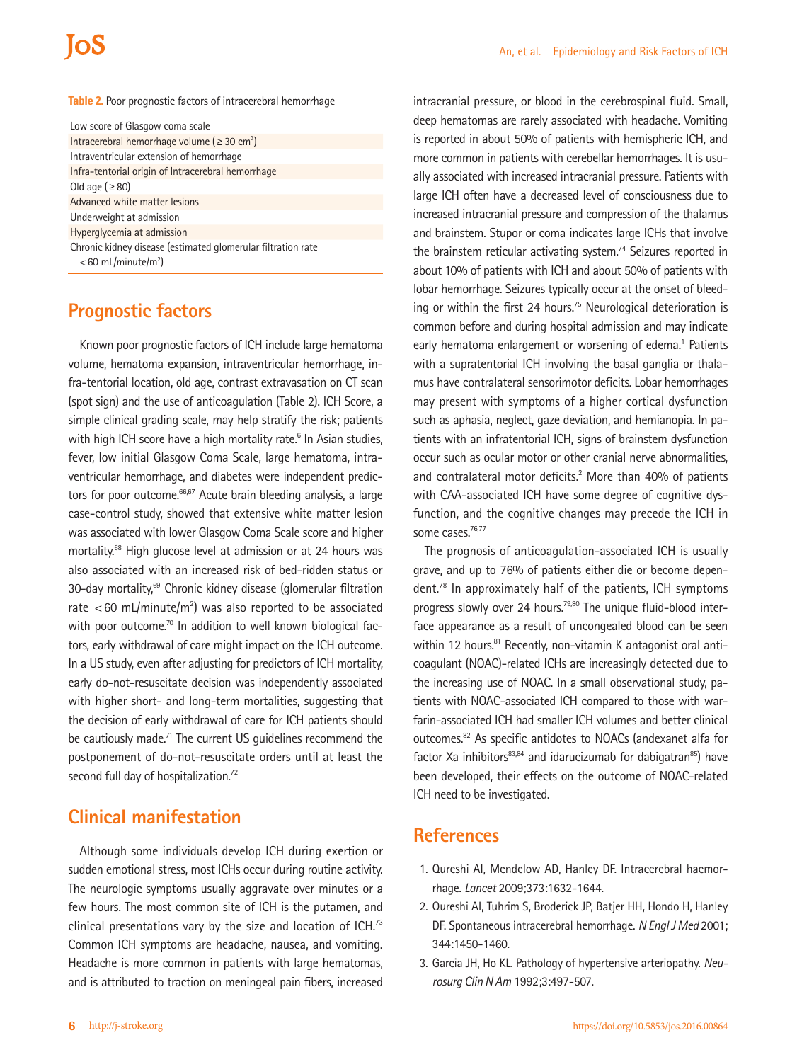**Table 2.** Poor prognostic factors of intracerebral hemorrhage

| Poor prognostic factors |
|---|
| Low score of Glasgow coma scale |
| Intracerebral hemorrhage volume (≥ 30 $cm^3$) |
| Intraventricular extension of hemorrhage |
| Infra-tentorial origin of Intracerebral hemorrhage |
| Old age (≥ 80) |
| Advanced white matter lesions |
| Underweight at admission |
| Hyperglycemia at admission |
| Chronic kidney disease (estimated glomerular filtration rate < 60 mL/minute/$m^2$) |

## Prognostic factors

Known poor prognostic factors of ICH include large hematoma volume, hematoma expansion, intraventricular hemorrhage, infra-tentorial location, old age, contrast extravasation on CT scan (spot sign) and the use of anticoagulation (Table 2). ICH Score, a simple clinical grading scale, may help stratify the risk; patients with high ICH score have a high mortality rate.[6] In Asian studies, fever, low initial Glasgow Coma Scale, large hematoma, intraventricular hemorrhage, and diabetes were independent predictors for poor outcome.[66,67] Acute brain bleeding analysis, a large case-control study, showed that extensive white matter lesion was associated with lower Glasgow Coma Scale score and higher mortality.[68] High glucose level at admission or at 24 hours was also associated with an increased risk of bed-ridden status or 30-day mortality,[69] Chronic kidney disease (glomerular filtration rate < 60 mL/minute/$m^2$) was also reported to be associated with poor outcome.[70] In addition to well known biological factors, early withdrawal of care might impact on the ICH outcome. In a US study, even after adjusting for predictors of ICH mortality, early do-not-resuscitate decision was independently associated with higher short- and long-term mortalities, suggesting that the decision of early withdrawal of care for ICH patients should be cautiously made.[71] The current US guidelines recommend the postponement of do-not-resuscitate orders until at least the second full day of hospitalization.[72]

## Clinical manifestation

Although some individuals develop ICH during exertion or sudden emotional stress, most ICHs occur during routine activity. The neurologic symptoms usually aggravate over minutes or a few hours. The most common site of ICH is the putamen, and clinical presentations vary by the size and location of ICH.[73] Common ICH symptoms are headache, nausea, and vomiting. Headache is more common in patients with large hematomas, and is attributed to traction on meningeal pain fibers, increased intracranial pressure, or blood in the cerebrospinal fluid. Small, deep hematomas are rarely associated with headache. Vomiting is reported in about 50% of patients with hemispheric ICH, and more common in patients with cerebellar hemorrhages. It is usually associated with increased intracranial pressure. Patients with large ICH often have a decreased level of consciousness due to increased intracranial pressure and compression of the thalamus and brainstem. Stupor or coma indicates large ICHs that involve the brainstem reticular activating system.[74] Seizures reported in about 10% of patients with ICH and about 50% of patients with lobar hemorrhage. Seizures typically occur at the onset of bleeding or within the first 24 hours.[75] Neurological deterioration is common before and during hospital admission and may indicate early hematoma enlargement or worsening of edema.[1] Patients with a supratentorial ICH involving the basal ganglia or thalamus have contralateral sensorimotor deficits. Lobar hemorrhages may present with symptoms of a higher cortical dysfunction such as aphasia, neglect, gaze deviation, and hemianopia. In patients with an infratentorial ICH, signs of brainstem dysfunction occur such as ocular motor or other cranial nerve abnormalities, and contralateral motor deficits.[2] More than 40% of patients with CAA-associated ICH have some degree of cognitive dysfunction, and the cognitive changes may precede the ICH in some cases.[76,77]

The prognosis of anticoagulation-associated ICH is usually grave, and up to 76% of patients either die or become dependent.[78] In approximately half of the patients, ICH symptoms progress slowly over 24 hours.[79,80] The unique fluid-blood interface appearance as a result of uncongealed blood can be seen within 12 hours.[81] Recently, non-vitamin K antagonist oral anticoagulant (NOAC)-related ICHs are increasingly detected due to the increasing use of NOAC. In a small observational study, patients with NOAC-associated ICH compared to those with warfarin-associated ICH had smaller ICH volumes and better clinical outcomes.[82] As specific antidotes to NOACs (andexanet alfa for factor Xa inhibitors[83,84] and idarucizumab for dabigatran[85]) have been developed, their effects on the outcome of NOAC-related ICH need to be investigated.

## References

1. Qureshi AI, Mendelow AD, Hanley DF. Intracerebral haemorrhage. *Lancet* 2009;373:1632-1644.
2. Qureshi AI, Tuhrim S, Broderick JP, Batjer HH, Hondo H, Hanley DF. Spontaneous intracerebral hemorrhage. *N Engl J Med* 2001; 344:1450-1460.
3. Garcia JH, Ho KL. Pathology of hypertensive arteriopathy. *Neurosurg Clin N Am* 1992;3:497-507.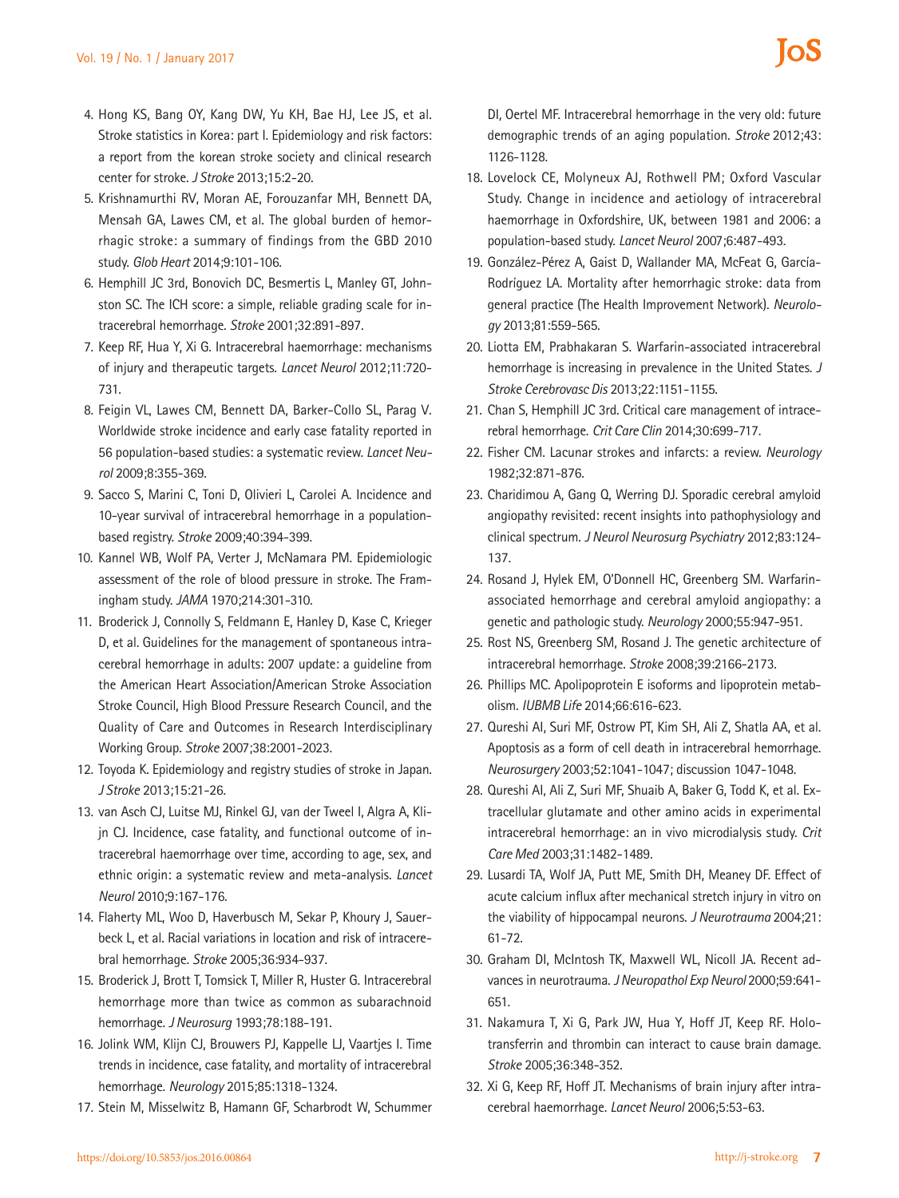4. Hong KS, Bang OY, Kang DW, Yu KH, Bae HJ, Lee JS, et al. Stroke statistics in Korea: part I. Epidemiology and risk factors: a report from the korean stroke society and clinical research center for stroke. *J Stroke* 2013;15:2-20.
5. Krishnamurthi RV, Moran AE, Forouzanfar MH, Bennett DA, Mensah GA, Lawes CM, et al. The global burden of hemorrhagic stroke: a summary of findings from the GBD 2010 study. *Glob Heart* 2014;9:101-106.
6. Hemphill JC 3rd, Bonovich DC, Besmertis L, Manley GT, Johnston SC. The ICH score: a simple, reliable grading scale for intracerebral hemorrhage. *Stroke* 2001;32:891-897.
7. Keep RF, Hua Y, Xi G. Intracerebral haemorrhage: mechanisms of injury and therapeutic targets. *Lancet Neurol* 2012;11:720-731.
8. Feigin VL, Lawes CM, Bennett DA, Barker-Collo SL, Parag V. Worldwide stroke incidence and early case fatality reported in 56 population-based studies: a systematic review. *Lancet Neurol* 2009;8:355-369.
9. Sacco S, Marini C, Toni D, Olivieri L, Carolei A. Incidence and 10-year survival of intracerebral hemorrhage in a population-based registry. *Stroke* 2009;40:394-399.
10. Kannel WB, Wolf PA, Verter J, McNamara PM. Epidemiologic assessment of the role of blood pressure in stroke. The Framingham study. *JAMA* 1970;214:301-310.
11. Broderick J, Connolly S, Feldmann E, Hanley D, Kase C, Krieger D, et al. Guidelines for the management of spontaneous intracerebral hemorrhage in adults: 2007 update: a guideline from the American Heart Association/American Stroke Association Stroke Council, High Blood Pressure Research Council, and the Quality of Care and Outcomes in Research Interdisciplinary Working Group. *Stroke* 2007;38:2001-2023.
12. Toyoda K. Epidemiology and registry studies of stroke in Japan. *J Stroke* 2013;15:21-26.
13. van Asch CJ, Luitse MJ, Rinkel GJ, van der Tweel I, Algra A, Klijn CJ. Incidence, case fatality, and functional outcome of intracerebral haemorrhage over time, according to age, sex, and ethnic origin: a systematic review and meta-analysis. *Lancet Neurol* 2010;9:167-176.
14. Flaherty ML, Woo D, Haverbusch M, Sekar P, Khoury J, Sauerbeck L, et al. Racial variations in location and risk of intracerebral hemorrhage. *Stroke* 2005;36:934-937.
15. Broderick J, Brott T, Tomsick T, Miller R, Huster G. Intracerebral hemorrhage more than twice as common as subarachnoid hemorrhage. *J Neurosurg* 1993;78:188-191.
16. Jolink WM, Klijn CJ, Brouwers PJ, Kappelle LJ, Vaartjes I. Time trends in incidence, case fatality, and mortality of intracerebral hemorrhage. *Neurology* 2015;85:1318-1324.
17. Stein M, Misselwitz B, Hamann GF, Scharbrodt W, Schummer DI, Oertel MF. Intracerebral hemorrhage in the very old: future demographic trends of an aging population. *Stroke* 2012;43:1126-1128.
18. Lovelock CE, Molyneux AJ, Rothwell PM; Oxford Vascular Study. Change in incidence and aetiology of intracerebral haemorrhage in Oxfordshire, UK, between 1981 and 2006: a population-based study. *Lancet Neurol* 2007;6:487-493.
19. González-Pérez A, Gaist D, Wallander MA, McFeat G, García-Rodríguez LA. Mortality after hemorrhagic stroke: data from general practice (The Health Improvement Network). *Neurology* 2013;81:559-565.
20. Liotta EM, Prabhakaran S. Warfarin-associated intracerebral hemorrhage is increasing in prevalence in the United States. *J Stroke Cerebrovasc Dis* 2013;22:1151-1155.
21. Chan S, Hemphill JC 3rd. Critical care management of intracerebral hemorrhage. *Crit Care Clin* 2014;30:699-717.
22. Fisher CM. Lacunar strokes and infarcts: a review. *Neurology* 1982;32:871-876.
23. Charidimou A, Gang Q, Werring DJ. Sporadic cerebral amyloid angiopathy revisited: recent insights into pathophysiology and clinical spectrum. *J Neurol Neurosurg Psychiatry* 2012;83:124-137.
24. Rosand J, Hylek EM, O'Donnell HC, Greenberg SM. Warfarin-associated hemorrhage and cerebral amyloid angiopathy: a genetic and pathologic study. *Neurology* 2000;55:947-951.
25. Rost NS, Greenberg SM, Rosand J. The genetic architecture of intracerebral hemorrhage. *Stroke* 2008;39:2166-2173.
26. Phillips MC. Apolipoprotein E isoforms and lipoprotein metabolism. *IUBMB Life* 2014;66:616-623.
27. Qureshi AI, Suri MF, Ostrow PT, Kim SH, Ali Z, Shatla AA, et al. Apoptosis as a form of cell death in intracerebral hemorrhage. *Neurosurgery* 2003;52:1041-1047; discussion 1047-1048.
28. Qureshi AI, Ali Z, Suri MF, Shuaib A, Baker G, Todd K, et al. Extracellular glutamate and other amino acids in experimental intracerebral hemorrhage: an in vivo microdialysis study. *Crit Care Med* 2003;31:1482-1489.
29. Lusardi TA, Wolf JA, Putt ME, Smith DH, Meaney DF. Effect of acute calcium influx after mechanical stretch injury in vitro on the viability of hippocampal neurons. *J Neurotrauma* 2004;21:61-72.
30. Graham DI, McIntosh TK, Maxwell WL, Nicoll JA. Recent advances in neurotrauma. *J Neuropathol Exp Neurol* 2000;59:641-651.
31. Nakamura T, Xi G, Park JW, Hua Y, Hoff JT, Keep RF. Holo-transferrin and thrombin can interact to cause brain damage. *Stroke* 2005;36:348-352.
32. Xi G, Keep RF, Hoff JT. Mechanisms of brain injury after intracerebral haemorrhage. *Lancet Neurol* 2006;5:53-63.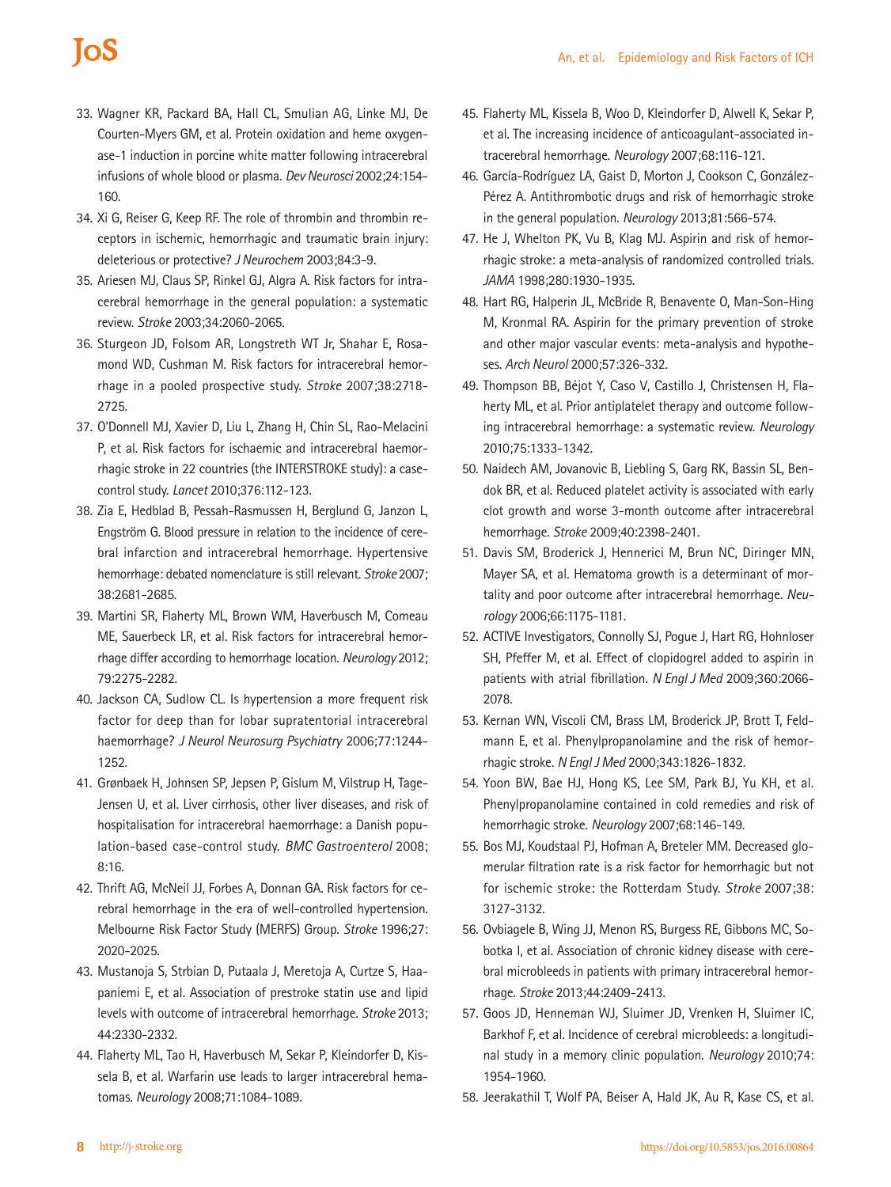33. Wagner KR, Packard BA, Hall CL, Smulian AG, Linke MJ, De Courten-Myers GM, et al. Protein oxidation and heme oxygenase-1 induction in porcine white matter following intracerebral infusions of whole blood or plasma. *Dev Neurosci* 2002;24:154-160.
34. Xi G, Reiser G, Keep RF. The role of thrombin and thrombin receptors in ischemic, hemorrhagic and traumatic brain injury: deleterious or protective? *J Neurochem* 2003;84:3-9.
35. Ariesen MJ, Claus SP, Rinkel GJ, Algra A. Risk factors for intracerebral hemorrhage in the general population: a systematic review. *Stroke* 2003;34:2060-2065.
36. Sturgeon JD, Folsom AR, Longstreth WT Jr, Shahar E, Rosamond WD, Cushman M. Risk factors for intracerebral hemorrhage in a pooled prospective study. *Stroke* 2007;38:2718-2725.
37. O'Donnell MJ, Xavier D, Liu L, Zhang H, Chin SL, Rao-Melacini P, et al. Risk factors for ischaemic and intracerebral haemorrhagic stroke in 22 countries (the INTERSTROKE study): a case-control study. *Lancet* 2010;376:112-123.
38. Zia E, Hedblad B, Pessah-Rasmussen H, Berglund G, Janzon L, Engström G. Blood pressure in relation to the incidence of cerebral infarction and intracerebral hemorrhage. Hypertensive hemorrhage: debated nomenclature is still relevant. *Stroke* 2007;38:2681-2685.
39. Martini SR, Flaherty ML, Brown WM, Haverbusch M, Comeau ME, Sauerbeck LR, et al. Risk factors for intracerebral hemorrhage differ according to hemorrhage location. *Neurology* 2012;79:2275-2282.
40. Jackson CA, Sudlow CL. Is hypertension a more frequent risk factor for deep than for lobar supratentorial intracerebral haemorrhage? *J Neurol Neurosurg Psychiatry* 2006;77:1244-1252.
41. Grønbaek H, Johnsen SP, Jepsen P, Gislum M, Vilstrup H, Tage-Jensen U, et al. Liver cirrhosis, other liver diseases, and risk of hospitalisation for intracerebral haemorrhage: a Danish population-based case-control study. *BMC Gastroenterol* 2008;8:16.
42. Thrift AG, McNeil JJ, Forbes A, Donnan GA. Risk factors for cerebral hemorrhage in the era of well-controlled hypertension. Melbourne Risk Factor Study (MERFS) Group. *Stroke* 1996;27:2020-2025.
43. Mustanoja S, Strbian D, Putaala J, Meretoja A, Curtze S, Haapaniemi E, et al. Association of prestroke statin use and lipid levels with outcome of intracerebral hemorrhage. *Stroke* 2013;44:2330-2332.
44. Flaherty ML, Tao H, Haverbusch M, Sekar P, Kleindorfer D, Kissela B, et al. Warfarin use leads to larger intracerebral hematomas. *Neurology* 2008;71:1084-1089.
45. Flaherty ML, Kissela B, Woo D, Kleindorfer D, Alwell K, Sekar P, et al. The increasing incidence of anticoagulant-associated intracerebral hemorrhage. *Neurology* 2007;68:116-121.
46. García-Rodríguez LA, Gaist D, Morton J, Cookson C, González-Pérez A. Antithrombotic drugs and risk of hemorrhagic stroke in the general population. *Neurology* 2013;81:566-574.
47. He J, Whelton PK, Vu B, Klag MJ. Aspirin and risk of hemorrhagic stroke: a meta-analysis of randomized controlled trials. *JAMA* 1998;280:1930-1935.
48. Hart RG, Halperin JL, McBride R, Benavente O, Man-Son-Hing M, Kronmal RA. Aspirin for the primary prevention of stroke and other major vascular events: meta-analysis and hypotheses. *Arch Neurol* 2000;57:326-332.
49. Thompson BB, Béjot Y, Caso V, Castillo J, Christensen H, Flaherty ML, et al. Prior antiplatelet therapy and outcome following intracerebral hemorrhage: a systematic review. *Neurology* 2010;75:1333-1342.
50. Naidech AM, Jovanovic B, Liebling S, Garg RK, Bassin SL, Bendok BR, et al. Reduced platelet activity is associated with early clot growth and worse 3-month outcome after intracerebral hemorrhage. *Stroke* 2009;40:2398-2401.
51. Davis SM, Broderick J, Hennerici M, Brun NC, Diringer MN, Mayer SA, et al. Hematoma growth is a determinant of mortality and poor outcome after intracerebral hemorrhage. *Neurology* 2006;66:1175-1181.
52. ACTIVE Investigators, Connolly SJ, Pogue J, Hart RG, Hohnloser SH, Pfeffer M, et al. Effect of clopidogrel added to aspirin in patients with atrial fibrillation. *N Engl J Med* 2009;360:2066-2078.
53. Kernan WN, Viscoli CM, Brass LM, Broderick JP, Brott T, Feldmann E, et al. Phenylpropanolamine and the risk of hemorrhagic stroke. *N Engl J Med* 2000;343:1826-1832.
54. Yoon BW, Bae HJ, Hong KS, Lee SM, Park BJ, Yu KH, et al. Phenylpropanolamine contained in cold remedies and risk of hemorrhagic stroke. *Neurology* 2007;68:146-149.
55. Bos MJ, Koudstaal PJ, Hofman A, Breteler MM. Decreased glomerular filtration rate is a risk factor for hemorrhagic but not for ischemic stroke: the Rotterdam Study. *Stroke* 2007;38:3127-3132.
56. Ovbiagele B, Wing JJ, Menon RS, Burgess RE, Gibbons MC, Sobotka I, et al. Association of chronic kidney disease with cerebral microbleeds in patients with primary intracerebral hemorrhage. *Stroke* 2013;44:2409-2413.
57. Goos JD, Henneman WJ, Sluimer JD, Vrenken H, Sluimer IC, Barkhof F, et al. Incidence of cerebral microbleeds: a longitudinal study in a memory clinic population. *Neurology* 2010;74:1954-1960.
58. Jeerakathil T, Wolf PA, Beiser A, Hald JK, Au R, Kase CS, et al.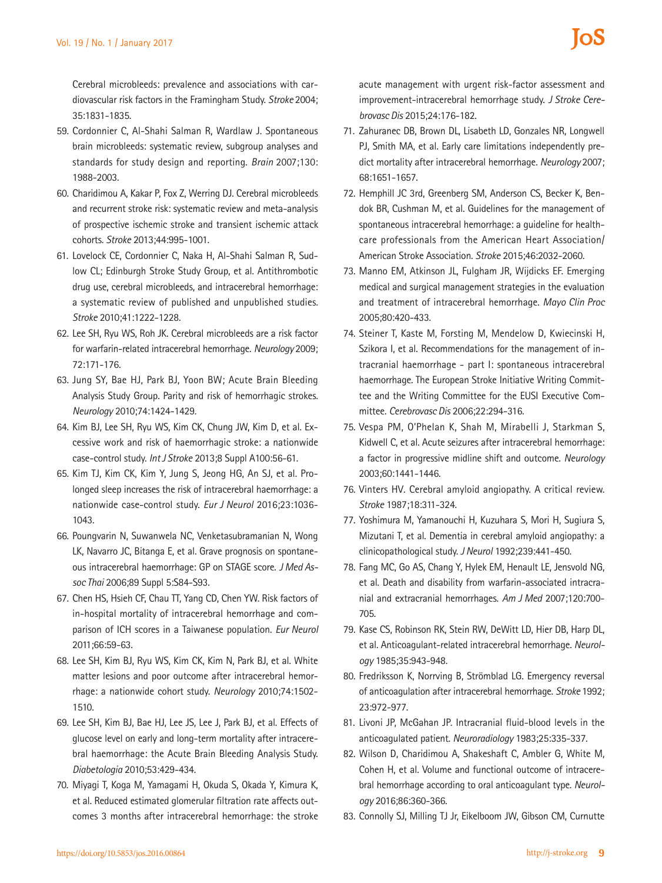Cerebral microbleeds: prevalence and associations with cardiovascular risk factors in the Framingham Study. *Stroke* 2004; 35:1831-1835.

59. Cordonnier C, Al-Shahi Salman R, Wardlaw J. Spontaneous brain microbleeds: systematic review, subgroup analyses and standards for study design and reporting. *Brain* 2007;130: 1988-2003.
60. Charidimou A, Kakar P, Fox Z, Werring DJ. Cerebral microbleeds and recurrent stroke risk: systematic review and meta-analysis of prospective ischemic stroke and transient ischemic attack cohorts. *Stroke* 2013;44:995-1001.
61. Lovelock CE, Cordonnier C, Naka H, Al-Shahi Salman R, Sudlow CL; Edinburgh Stroke Study Group, et al. Antithrombotic drug use, cerebral microbleeds, and intracerebral hemorrhage: a systematic review of published and unpublished studies. *Stroke* 2010;41:1222-1228.
62. Lee SH, Ryu WS, Roh JK. Cerebral microbleeds are a risk factor for warfarin-related intracerebral hemorrhage. *Neurology* 2009; 72:171-176.
63. Jung SY, Bae HJ, Park BJ, Yoon BW; Acute Brain Bleeding Analysis Study Group. Parity and risk of hemorrhagic strokes. *Neurology* 2010;74:1424-1429.
64. Kim BJ, Lee SH, Ryu WS, Kim CK, Chung JW, Kim D, et al. Excessive work and risk of haemorrhagic stroke: a nationwide case-control study. *Int J Stroke* 2013;8 Suppl A100:56-61.
65. Kim TJ, Kim CK, Kim Y, Jung S, Jeong HG, An SJ, et al. Prolonged sleep increases the risk of intracerebral haemorrhage: a nationwide case-control study. *Eur J Neurol* 2016;23:1036-1043.
66. Poungvarin N, Suwanwela NC, Venketasubramanian N, Wong LK, Navarro JC, Bitanga E, et al. Grave prognosis on spontaneous intracerebral haemorrhage: GP on STAGE score. *J Med Assoc Thai* 2006;89 Suppl 5:S84-S93.
67. Chen HS, Hsieh CF, Chau TT, Yang CD, Chen YW. Risk factors of in-hospital mortality of intracerebral hemorrhage and comparison of ICH scores in a Taiwanese population. *Eur Neurol* 2011;66:59-63.
68. Lee SH, Kim BJ, Ryu WS, Kim CK, Kim N, Park BJ, et al. White matter lesions and poor outcome after intracerebral hemorrhage: a nationwide cohort study. *Neurology* 2010;74:1502-1510.
69. Lee SH, Kim BJ, Bae HJ, Lee JS, Lee J, Park BJ, et al. Effects of glucose level on early and long-term mortality after intracerebral haemorrhage: the Acute Brain Bleeding Analysis Study. *Diabetologia* 2010;53:429-434.
70. Miyagi T, Koga M, Yamagami H, Okuda S, Okada Y, Kimura K, et al. Reduced estimated glomerular filtration rate affects outcomes 3 months after intracerebral hemorrhage: the stroke acute management with urgent risk-factor assessment and improvement-intracerebral hemorrhage study. *J Stroke Cerebrovasc Dis* 2015;24:176-182.
71. Zahuranec DB, Brown DL, Lisabeth LD, Gonzales NR, Longwell PJ, Smith MA, et al. Early care limitations independently predict mortality after intracerebral hemorrhage. *Neurology* 2007; 68:1651-1657.
72. Hemphill JC 3rd, Greenberg SM, Anderson CS, Becker K, Bendok BR, Cushman M, et al. Guidelines for the management of spontaneous intracerebral hemorrhage: a guideline for healthcare professionals from the American Heart Association/American Stroke Association. *Stroke* 2015;46:2032-2060.
73. Manno EM, Atkinson JL, Fulgham JR, Wijdicks EF. Emerging medical and surgical management strategies in the evaluation and treatment of intracerebral hemorrhage. *Mayo Clin Proc* 2005;80:420-433.
74. Steiner T, Kaste M, Forsting M, Mendelow D, Kwiecinski H, Szikora I, et al. Recommendations for the management of intracranial haemorrhage - part I: spontaneous intracerebral haemorrhage. The European Stroke Initiative Writing Committee and the Writing Committee for the EUSI Executive Committee. *Cerebrovasc Dis* 2006;22:294-316.
75. Vespa PM, O'Phelan K, Shah M, Mirabelli J, Starkman S, Kidwell C, et al. Acute seizures after intracerebral hemorrhage: a factor in progressive midline shift and outcome. *Neurology* 2003;60:1441-1446.
76. Vinters HV. Cerebral amyloid angiopathy. A critical review. *Stroke* 1987;18:311-324.
77. Yoshimura M, Yamanouchi H, Kuzuhara S, Mori H, Sugiura S, Mizutani T, et al. Dementia in cerebral amyloid angiopathy: a clinicopathological study. *J Neurol* 1992;239:441-450.
78. Fang MC, Go AS, Chang Y, Hylek EM, Henault LE, Jensvold NG, et al. Death and disability from warfarin-associated intracranial and extracranial hemorrhages. *Am J Med* 2007;120:700-705.
79. Kase CS, Robinson RK, Stein RW, DeWitt LD, Hier DB, Harp DL, et al. Anticoagulant-related intracerebral hemorrhage. *Neurology* 1985;35:943-948.
80. Fredriksson K, Norrving B, Strömblad LG. Emergency reversal of anticoagulation after intracerebral hemorrhage. *Stroke* 1992; 23:972-977.
81. Livoni JP, McGahan JP. Intracranial fluid-blood levels in the anticoagulated patient. *Neuroradiology* 1983;25:335-337.
82. Wilson D, Charidimou A, Shakeshaft C, Ambler G, White M, Cohen H, et al. Volume and functional outcome of intracerebral hemorrhage according to oral anticoagulant type. *Neurology* 2016;86:360-366.
83. Connolly SJ, Milling TJ Jr, Eikelboom JW, Gibson CM, Curnutte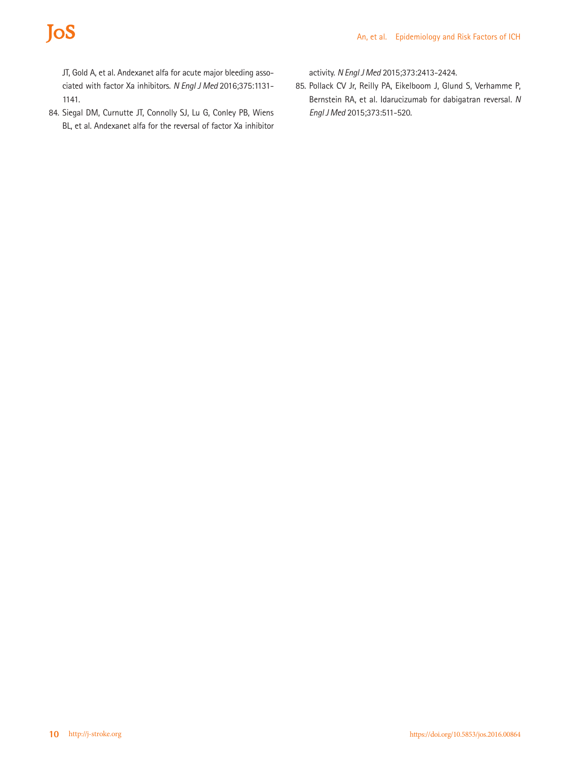JT, Gold A, et al. Andexanet alfa for acute major bleeding associated with factor Xa inhibitors. *N Engl J Med* 2016;375:1131-1141.

84. Siegal DM, Curnutte JT, Connolly SJ, Lu G, Conley PB, Wiens BL, et al. Andexanet alfa for the reversal of factor Xa inhibitor activity. *N Engl J Med* 2015;373:2413-2424.
85. Pollack CV Jr, Reilly PA, Eikelboom J, Glund S, Verhamme P, Bernstein RA, et al. Idarucizumab for dabigatran reversal. *N Engl J Med* 2015;373:511-520.